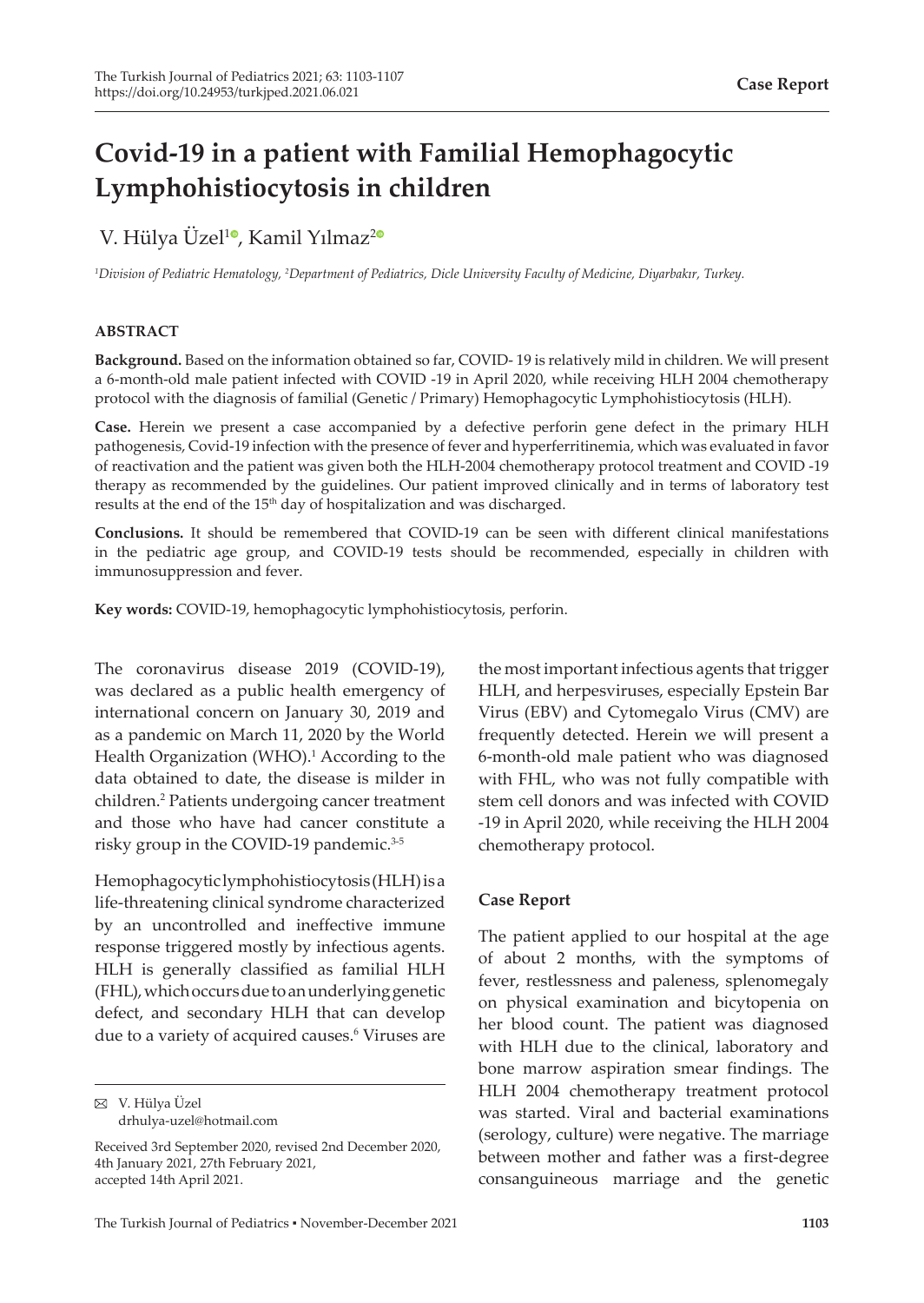**Case Report**

# Covid-19 in a patient with Familial Hemophagocytic Lymphohistiocytosis in children

V. Hülya Üzel[1], Kamil Yılmaz[2]

[1]*Division of Pediatric Hematology,* [2]*Department of Pediatrics, Dicle University Faculty of Medicine, Diyarbakır, Turkey.*

## ABSTRACT

**Background.** Based on the information obtained so far, COVID- 19 is relatively mild in children. We will present a 6-month-old male patient infected with COVID -19 in April 2020, while receiving HLH 2004 chemotherapy protocol with the diagnosis of familial (Genetic / Primary) Hemophagocytic Lymphohistiocytosis (HLH).

**Case.** Herein we present a case accompanied by a defective perforin gene defect in the primary HLH pathogenesis, Covid-19 infection with the presence of fever and hyperferritinemia, which was evaluated in favor of reactivation and the patient was given both the HLH-2004 chemotherapy protocol treatment and COVID -19 therapy as recommended by the guidelines. Our patient improved clinically and in terms of laboratory test results at the end of the 15th day of hospitalization and was discharged.

**Conclusions.** It should be remembered that COVID-19 can be seen with different clinical manifestations in the pediatric age group, and COVID-19 tests should be recommended, especially in children with immunosuppression and fever.

**Key words:** COVID-19, hemophagocytic lymphohistiocytosis, perforin.

The coronavirus disease 2019 (COVID-19), was declared as a public health emergency of international concern on January 30, 2019 and as a pandemic on March 11, 2020 by the World Health Organization (WHO).[1] According to the data obtained to date, the disease is milder in children.[2] Patients undergoing cancer treatment and those who have had cancer constitute a risky group in the COVID-19 pandemic.[3-5]

Hemophagocytic lymphohistiocytosis (HLH) is a life-threatening clinical syndrome characterized by an uncontrolled and ineffective immune response triggered mostly by infectious agents. HLH is generally classified as familial HLH (FHL), which occurs due to an underlying genetic defect, and secondary HLH that can develop due to a variety of acquired causes.[6] Viruses are the most important infectious agents that trigger HLH, and herpesviruses, especially Epstein Bar Virus (EBV) and Cytomegalo Virus (CMV) are frequently detected. Herein we will present a 6-month-old male patient who was diagnosed with FHL, who was not fully compatible with stem cell donors and was infected with COVID -19 in April 2020, while receiving the HLH 2004 chemotherapy protocol.

## Case Report

The patient applied to our hospital at the age of about 2 months, with the symptoms of fever, restlessness and paleness, splenomegaly on physical examination and bicytopenia on her blood count. The patient was diagnosed with HLH due to the clinical, laboratory and bone marrow aspiration smear findings. The HLH 2004 chemotherapy treatment protocol was started. Viral and bacterial examinations (serology, culture) were negative. The marriage between mother and father was a first-degree consanguineous marriage and the genetic

✉ V. Hülya Üzel
drhulya-uzel@hotmail.com

Received 3rd September 2020, revised 2nd December 2020, 4th January 2021, 27th February 2021, accepted 14th April 2021.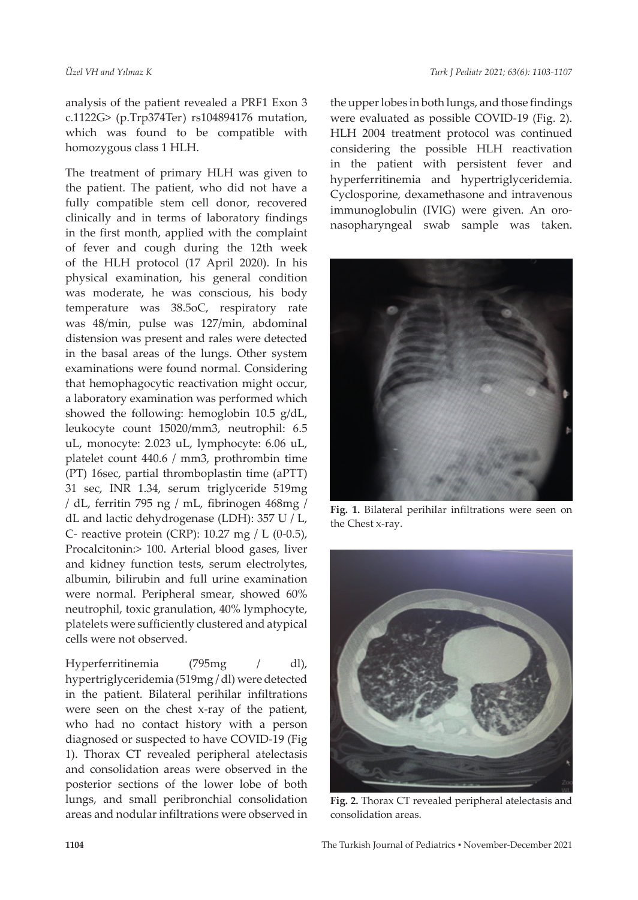analysis of the patient revealed a PRF1 Exon 3 c.1122G> (p.Trp374Ter) rs104894176 mutation, which was found to be compatible with homozygous class 1 HLH.

The treatment of primary HLH was given to the patient. The patient, who did not have a fully compatible stem cell donor, recovered clinically and in terms of laboratory findings in the first month, applied with the complaint of fever and cough during the 12th week of the HLH protocol (17 April 2020). In his physical examination, his general condition was moderate, he was conscious, his body temperature was 38.5oC, respiratory rate was 48/min, pulse was 127/min, abdominal distension was present and rales were detected in the basal areas of the lungs. Other system examinations were found normal. Considering that hemophagocytic reactivation might occur, a laboratory examination was performed which showed the following: hemoglobin 10.5 g/dL, leukocyte count 15020/mm3, neutrophil: 6.5 uL, monocyte: 2.023 uL, lymphocyte: 6.06 uL, platelet count 440.6 / mm3, prothrombin time (PT) 16sec, partial thromboplastin time (aPTT) 31 sec, INR 1.34, serum triglyceride 519mg / dL, ferritin 795 ng / mL, fibrinogen 468mg / dL and lactic dehydrogenase (LDH): 357 U / L, C- reactive protein (CRP): 10.27 mg / L (0-0.5), Procalcitonin:> 100. Arterial blood gases, liver and kidney function tests, serum electrolytes, albumin, bilirubin and full urine examination were normal. Peripheral smear, showed 60% neutrophil, toxic granulation, 40% lymphocyte, platelets were sufficiently clustered and atypical cells were not observed.

Hyperferritinemia (795mg / dl), hypertriglyceridemia (519mg / dl) were detected in the patient. Bilateral perihilar infiltrations were seen on the chest x-ray of the patient, who had no contact history with a person diagnosed or suspected to have COVID-19 (Fig 1). Thorax CT revealed peripheral atelectasis and consolidation areas were observed in the posterior sections of the lower lobe of both lungs, and small peribronchial consolidation areas and nodular infiltrations were observed in the upper lobes in both lungs, and those findings were evaluated as possible COVID-19 (Fig. 2). HLH 2004 treatment protocol was continued considering the possible HLH reactivation in the patient with persistent fever and hyperferritinemia and hypertriglyceridemia. Cyclosporine, dexamethasone and intravenous immunoglobulin (IVIG) were given. An oro-nasopharyngeal swab sample was taken.

**Fig. 1.** Bilateral perihilar infiltrations were seen on the Chest x-ray.

**Fig. 2.** Thorax CT revealed peripheral atelectasis and consolidation areas.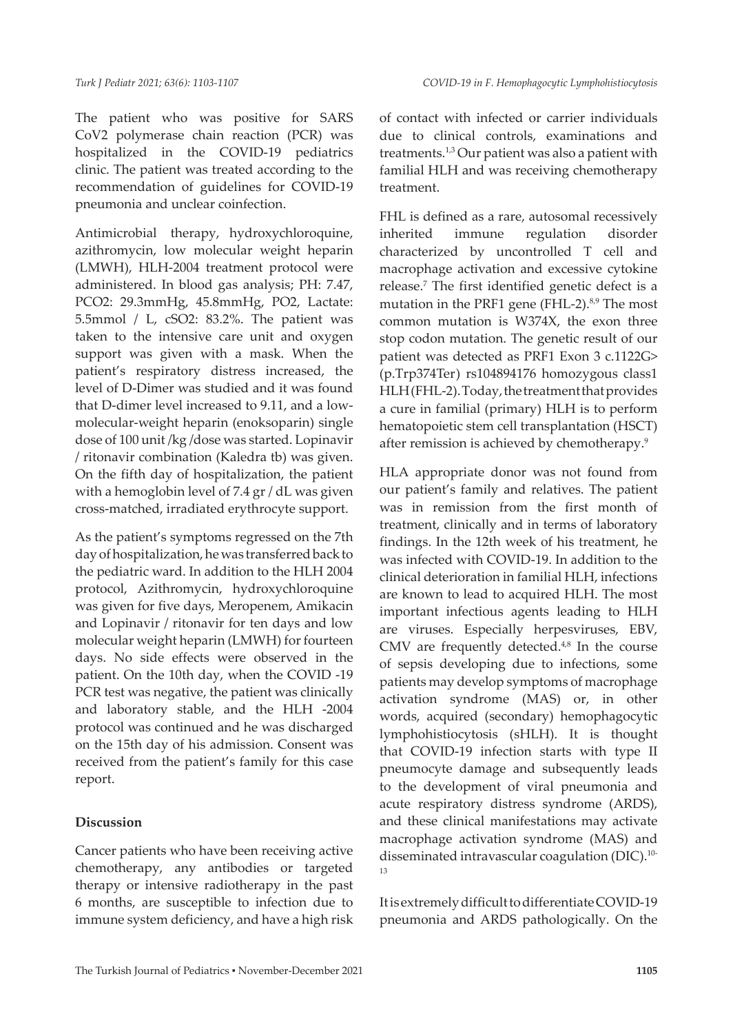The patient who was positive for SARS CoV2 polymerase chain reaction (PCR) was hospitalized in the COVID-19 pediatrics clinic. The patient was treated according to the recommendation of guidelines for COVID-19 pneumonia and unclear coinfection.

Antimicrobial therapy, hydroxychloroquine, azithromycin, low molecular weight heparin (LMWH), HLH-2004 treatment protocol were administered. In blood gas analysis; PH: 7.47, PCO2: 29.3mmHg, 45.8mmHg, PO2, Lactate: 5.5mmol / L, cSO2: 83.2%. The patient was taken to the intensive care unit and oxygen support was given with a mask. When the patient's respiratory distress increased, the level of D-Dimer was studied and it was found that D-dimer level increased to 9.11, and a low-molecular-weight heparin (enoksoparin) single dose of 100 unit /kg /dose was started. Lopinavir / ritonavir combination (Kaledra tb) was given. On the fifth day of hospitalization, the patient with a hemoglobin level of 7.4 gr / dL was given cross-matched, irradiated erythrocyte support.

As the patient's symptoms regressed on the 7th day of hospitalization, he was transferred back to the pediatric ward. In addition to the HLH 2004 protocol, Azithromycin, hydroxychloroquine was given for five days, Meropenem, Amikacin and Lopinavir / ritonavir for ten days and low molecular weight heparin (LMWH) for fourteen days. No side effects were observed in the patient. On the 10th day, when the COVID -19 PCR test was negative, the patient was clinically and laboratory stable, and the HLH -2004 protocol was continued and he was discharged on the 15th day of his admission. Consent was received from the patient's family for this case report.

## Discussion

Cancer patients who have been receiving active chemotherapy, any antibodies or targeted therapy or intensive radiotherapy in the past 6 months, are susceptible to infection due to immune system deficiency, and have a high risk of contact with infected or carrier individuals due to clinical controls, examinations and treatments.[1,3] Our patient was also a patient with familial HLH and was receiving chemotherapy treatment.

FHL is defined as a rare, autosomal recessively inherited immune regulation disorder characterized by uncontrolled T cell and macrophage activation and excessive cytokine release.[7] The first identified genetic defect is a mutation in the PRF1 gene (FHL-2).[8,9] The most common mutation is W374X, the exon three stop codon mutation. The genetic result of our patient was detected as PRF1 Exon 3 c.1122G> (p.Trp374Ter) rs104894176 homozygous class1 HLH (FHL-2). Today, the treatment that provides a cure in familial (primary) HLH is to perform hematopoietic stem cell transplantation (HSCT) after remission is achieved by chemotherapy.[9]

HLA appropriate donor was not found from our patient's family and relatives. The patient was in remission from the first month of treatment, clinically and in terms of laboratory findings. In the 12th week of his treatment, he was infected with COVID-19. In addition to the clinical deterioration in familial HLH, infections are known to lead to acquired HLH. The most important infectious agents leading to HLH are viruses. Especially herpesviruses, EBV, CMV are frequently detected.[4,8] In the course of sepsis developing due to infections, some patients may develop symptoms of macrophage activation syndrome (MAS) or, in other words, acquired (secondary) hemophagocytic lymphohistiocytosis (sHLH). It is thought that COVID-19 infection starts with type II pneumocyte damage and subsequently leads to the development of viral pneumonia and acute respiratory distress syndrome (ARDS), and these clinical manifestations may activate macrophage activation syndrome (MAS) and disseminated intravascular coagulation (DIC).[10-13]

It is extremely difficult to differentiate COVID-19 pneumonia and ARDS pathologically. On the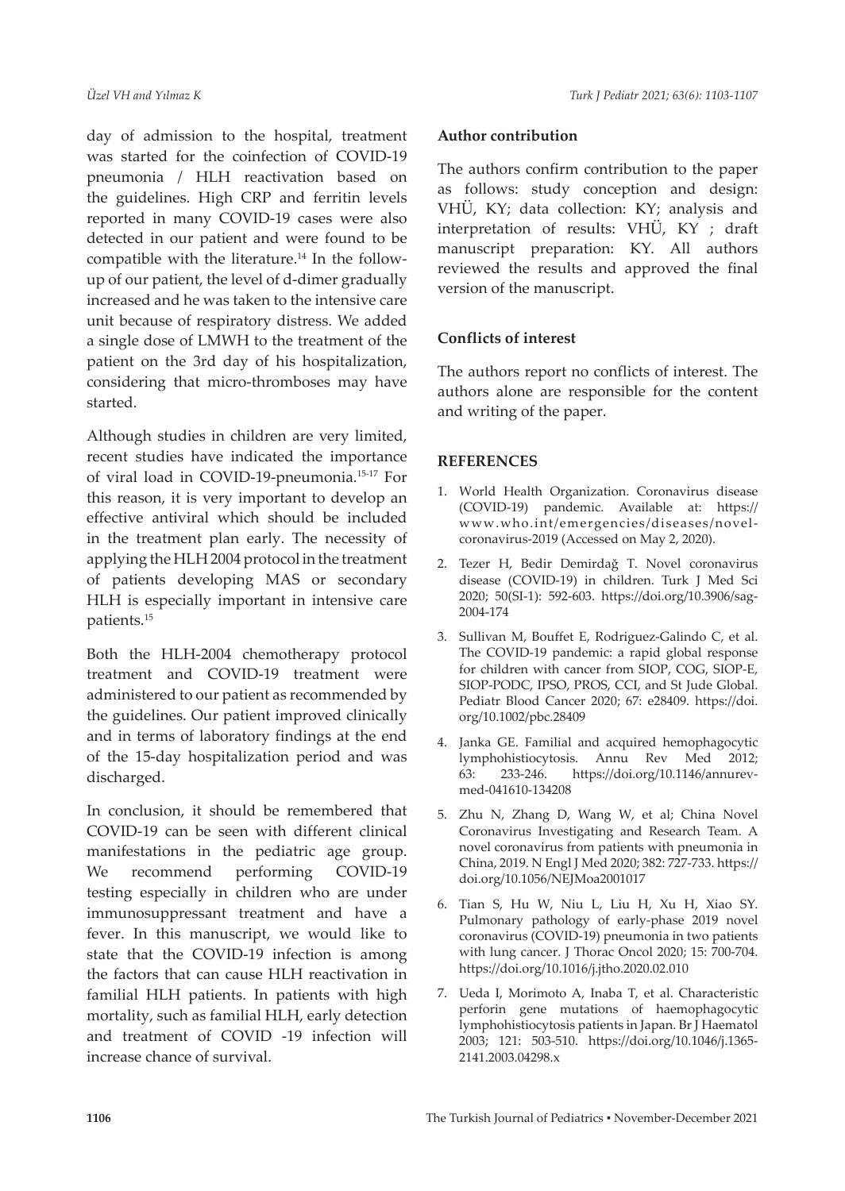day of admission to the hospital, treatment was started for the coinfection of COVID-19 pneumonia / HLH reactivation based on the guidelines. High CRP and ferritin levels reported in many COVID-19 cases were also detected in our patient and were found to be compatible with the literature.[14] In the follow-up of our patient, the level of d-dimer gradually increased and he was taken to the intensive care unit because of respiratory distress. We added a single dose of LMWH to the treatment of the patient on the 3rd day of his hospitalization, considering that micro-thromboses may have started.

Although studies in children are very limited, recent studies have indicated the importance of viral load in COVID-19-pneumonia.[15-17] For this reason, it is very important to develop an effective antiviral which should be included in the treatment plan early. The necessity of applying the HLH 2004 protocol in the treatment of patients developing MAS or secondary HLH is especially important in intensive care patients.[15]

Both the HLH-2004 chemotherapy protocol treatment and COVID-19 treatment were administered to our patient as recommended by the guidelines. Our patient improved clinically and in terms of laboratory findings at the end of the 15-day hospitalization period and was discharged.

In conclusion, it should be remembered that COVID-19 can be seen with different clinical manifestations in the pediatric age group. We recommend performing COVID-19 testing especially in children who are under immunosuppressant treatment and have a fever. In this manuscript, we would like to state that the COVID-19 infection is among the factors that can cause HLH reactivation in familial HLH patients. In patients with high mortality, such as familial HLH, early detection and treatment of COVID -19 infection will increase chance of survival.

**Author contribution**

The authors confirm contribution to the paper as follows: study conception and design: VHÜ, KY; data collection: KY; analysis and interpretation of results: VHÜ, KY ; draft manuscript preparation: KY. All authors reviewed the results and approved the final version of the manuscript.

**Conflicts of interest**

The authors report no conflicts of interest. The authors alone are responsible for the content and writing of the paper.

## REFERENCES

1. World Health Organization. Coronavirus disease (COVID-19) pandemic. Available at: https://www.who.int/emergencies/diseases/novel-coronavirus-2019 (Accessed on May 2, 2020).
2. Tezer H, Bedir Demirdağ T. Novel coronavirus disease (COVID-19) in children. Turk J Med Sci 2020; 50(SI-1): 592-603. https://doi.org/10.3906/sag-2004-174
3. Sullivan M, Bouffet E, Rodriguez-Galindo C, et al. The COVID-19 pandemic: a rapid global response for children with cancer from SIOP, COG, SIOP-E, SIOP-PODC, IPSO, PROS, CCI, and St Jude Global. Pediatr Blood Cancer 2020; 67: e28409. https://doi.org/10.1002/pbc.28409
4. Janka GE. Familial and acquired hemophagocytic lymphohistiocytosis. Annu Rev Med 2012; 63: 233-246. https://doi.org/10.1146/annurev-med-041610-134208
5. Zhu N, Zhang D, Wang W, et al; China Novel Coronavirus Investigating and Research Team. A novel coronavirus from patients with pneumonia in China, 2019. N Engl J Med 2020; 382: 727-733. https://doi.org/10.1056/NEJMoa2001017
6. Tian S, Hu W, Niu L, Liu H, Xu H, Xiao SY. Pulmonary pathology of early-phase 2019 novel coronavirus (COVID-19) pneumonia in two patients with lung cancer. J Thorac Oncol 2020; 15: 700-704. https://doi.org/10.1016/j.jtho.2020.02.010
7. Ueda I, Morimoto A, Inaba T, et al. Characteristic perforin gene mutations of haemophagocytic lymphohistiocytosis patients in Japan. Br J Haematol 2003; 121: 503-510. https://doi.org/10.1046/j.1365-2141.2003.04298.x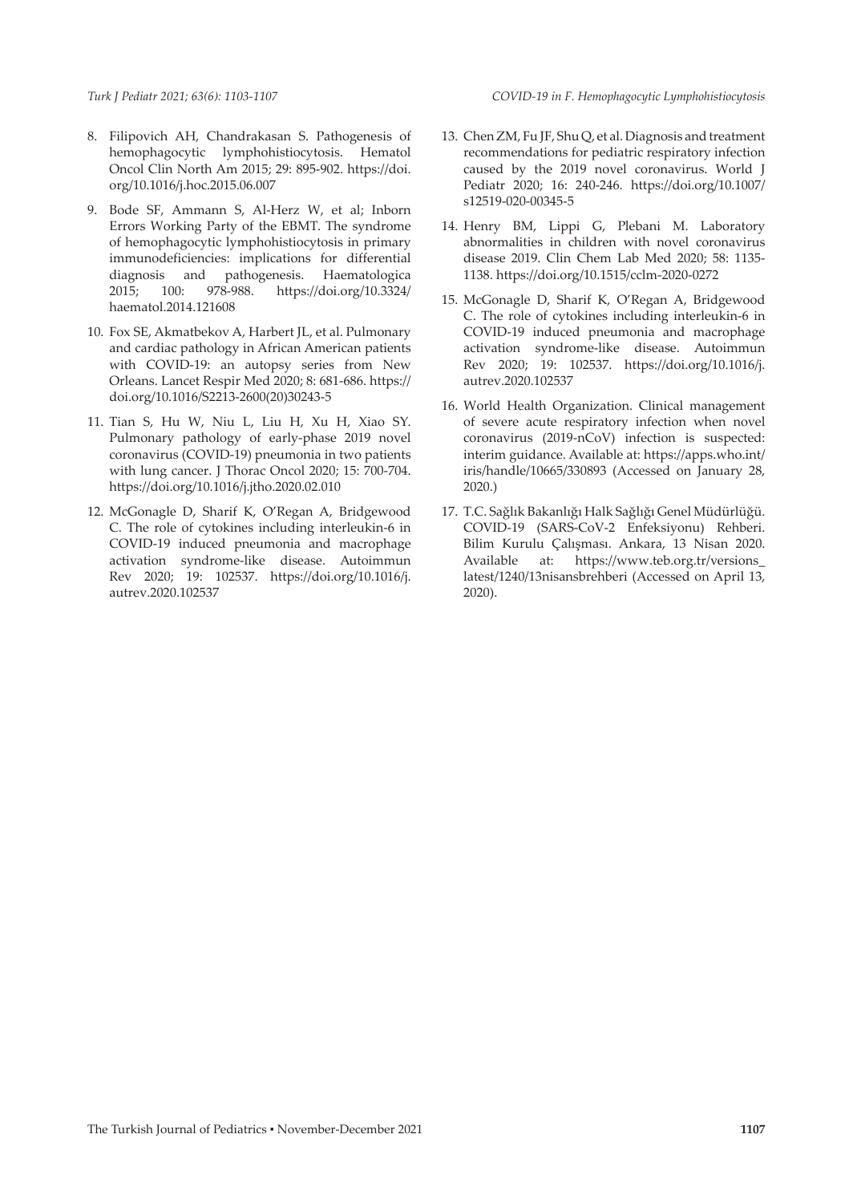8. Filipovich AH, Chandrakasan S. Pathogenesis of hemophagocytic lymphohistiocytosis. Hematol Oncol Clin North Am 2015; 29: 895-902. https://doi.org/10.1016/j.hoc.2015.06.007

9. Bode SF, Ammann S, Al-Herz W, et al; Inborn Errors Working Party of the EBMT. The syndrome of hemophagocytic lymphohistiocytosis in primary immunodeficiencies: implications for differential diagnosis and pathogenesis. Haematologica 2015; 100: 978-988. https://doi.org/10.3324/haematol.2014.121608

10. Fox SE, Akmatbekov A, Harbert JL, et al. Pulmonary and cardiac pathology in African American patients with COVID-19: an autopsy series from New Orleans. Lancet Respir Med 2020; 8: 681-686. https://doi.org/10.1016/S2213-2600(20)30243-5

11. Tian S, Hu W, Niu L, Liu H, Xu H, Xiao SY. Pulmonary pathology of early-phase 2019 novel coronavirus (COVID-19) pneumonia in two patients with lung cancer. J Thorac Oncol 2020; 15: 700-704. https://doi.org/10.1016/j.jtho.2020.02.010

12. McGonagle D, Sharif K, O'Regan A, Bridgewood C. The role of cytokines including interleukin-6 in COVID-19 induced pneumonia and macrophage activation syndrome-like disease. Autoimmun Rev 2020; 19: 102537. https://doi.org/10.1016/j.autrev.2020.102537

13. Chen ZM, Fu JF, Shu Q, et al. Diagnosis and treatment recommendations for pediatric respiratory infection caused by the 2019 novel coronavirus. World J Pediatr 2020; 16: 240-246. https://doi.org/10.1007/s12519-020-00345-5

14. Henry BM, Lippi G, Plebani M. Laboratory abnormalities in children with novel coronavirus disease 2019. Clin Chem Lab Med 2020; 58: 1135-1138. https://doi.org/10.1515/cclm-2020-0272

15. McGonagle D, Sharif K, O'Regan A, Bridgewood C. The role of cytokines including interleukin-6 in COVID-19 induced pneumonia and macrophage activation syndrome-like disease. Autoimmun Rev 2020; 19: 102537. https://doi.org/10.1016/j.autrev.2020.102537

16. World Health Organization. Clinical management of severe acute respiratory infection when novel coronavirus (2019-nCoV) infection is suspected: interim guidance. Available at: https://apps.who.int/iris/handle/10665/330893 (Accessed on January 28, 2020.)

17. T.C. Sağlık Bakanlığı Halk Sağlığı Genel Müdürlüğü. COVID-19 (SARS-CoV-2 Enfeksiyonu) Rehberi. Bilim Kurulu Çalışması. Ankara, 13 Nisan 2020. Available at: https://www.teb.org.tr/versions_latest/1240/13nisansbrehberi (Accessed on April 13, 2020).